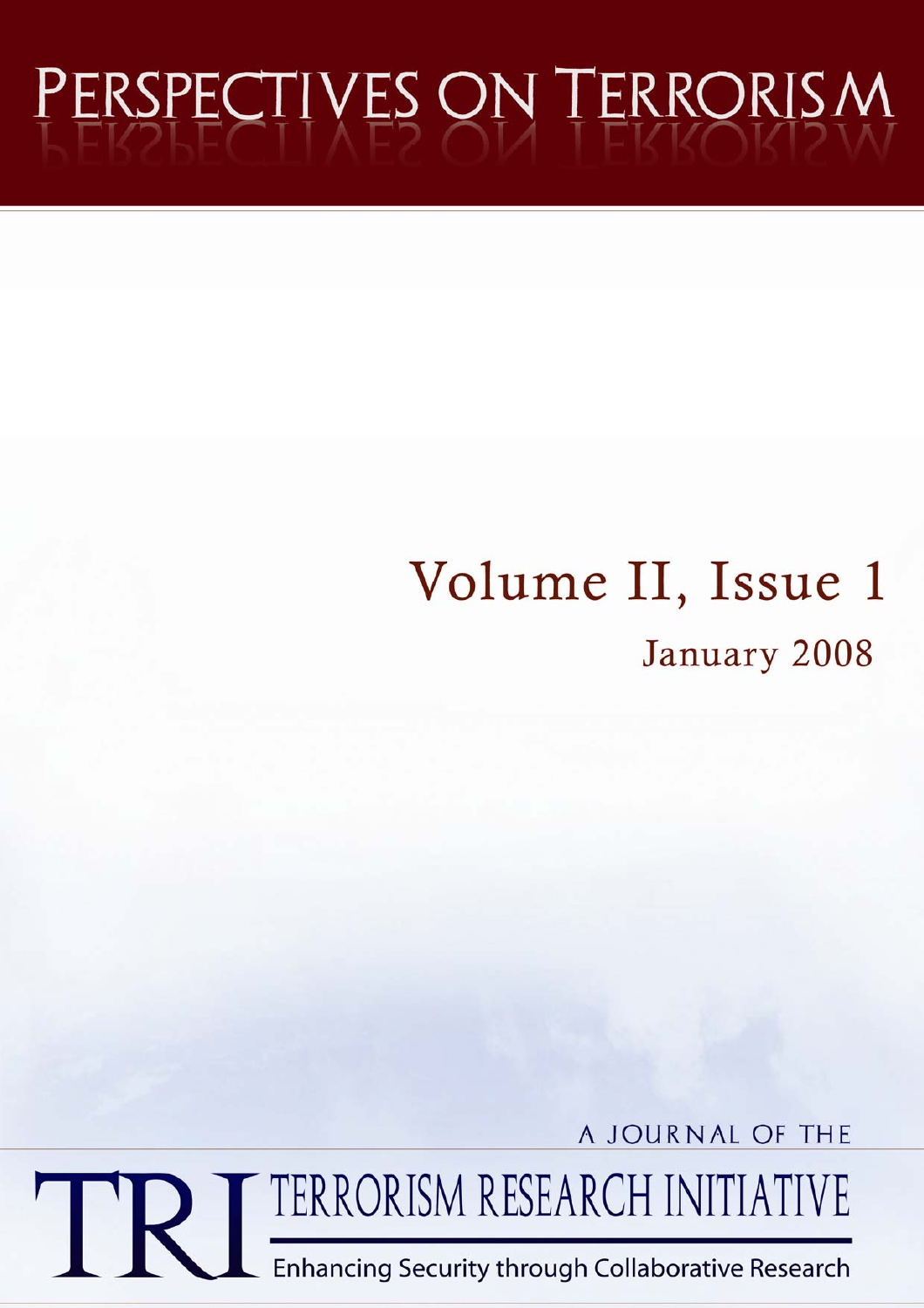# PERSPECTIVES ON TERRORISM

## Volume II, Issue 1

January 2008

A JOURNAL OF THE

TRI TERRORISM RESEARCH INITIATIVE

Enhancing Security through Collaborative Research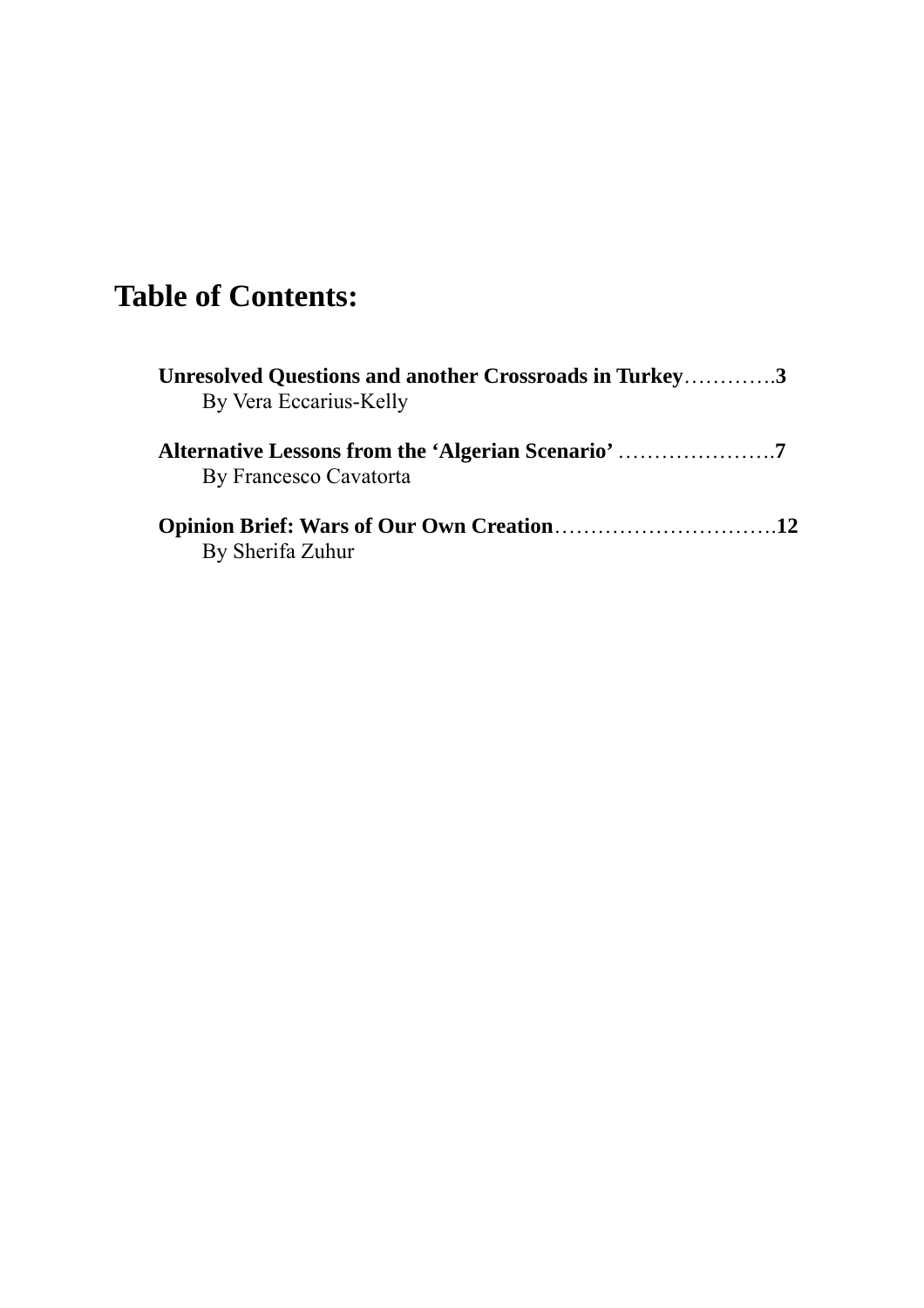# Table of Contents:

**Unresolved Questions and another Crossroads in Turkey**………….**3**
By Vera Eccarius-Kelly

**Alternative Lessons from the 'Algerian Scenario'** ………………….**7**
By Francesco Cavatorta

**Opinion Brief: Wars of Our Own Creation**………………………….**12**
By Sherifa Zuhur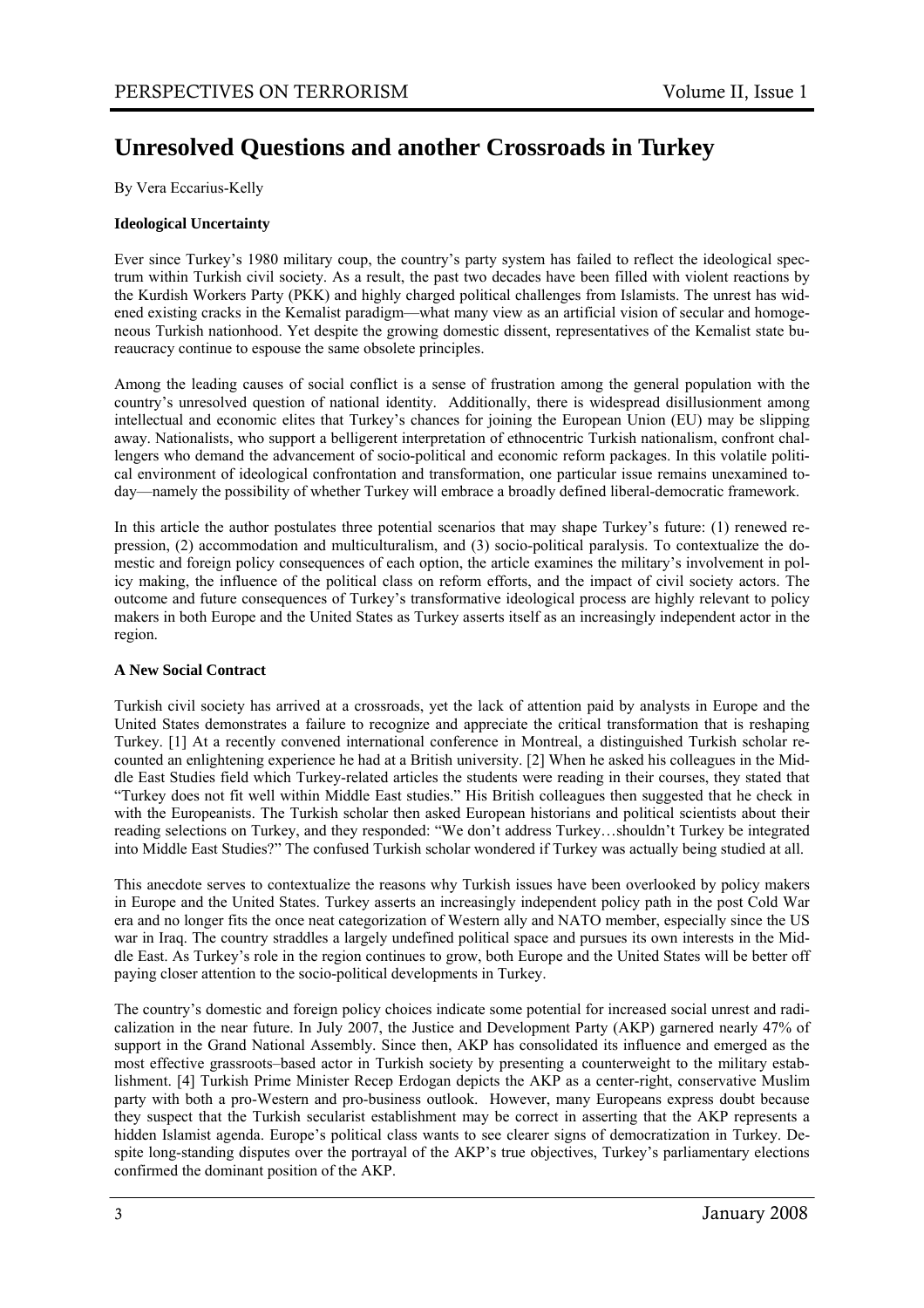# Unresolved Questions and another Crossroads in Turkey

By Vera Eccarius-Kelly

**Ideological Uncertainty**

Ever since Turkey's 1980 military coup, the country's party system has failed to reflect the ideological spectrum within Turkish civil society. As a result, the past two decades have been filled with violent reactions by the Kurdish Workers Party (PKK) and highly charged political challenges from Islamists. The unrest has widened existing cracks in the Kemalist paradigm—what many view as an artificial vision of secular and homogeneous Turkish nationhood. Yet despite the growing domestic dissent, representatives of the Kemalist state bureaucracy continue to espouse the same obsolete principles.

Among the leading causes of social conflict is a sense of frustration among the general population with the country's unresolved question of national identity. Additionally, there is widespread disillusionment among intellectual and economic elites that Turkey's chances for joining the European Union (EU) may be slipping away. Nationalists, who support a belligerent interpretation of ethnocentric Turkish nationalism, confront challengers who demand the advancement of socio-political and economic reform packages. In this volatile political environment of ideological confrontation and transformation, one particular issue remains unexamined today—namely the possibility of whether Turkey will embrace a broadly defined liberal-democratic framework.

In this article the author postulates three potential scenarios that may shape Turkey's future: (1) renewed repression, (2) accommodation and multiculturalism, and (3) socio-political paralysis. To contextualize the domestic and foreign policy consequences of each option, the article examines the military's involvement in policy making, the influence of the political class on reform efforts, and the impact of civil society actors. The outcome and future consequences of Turkey's transformative ideological process are highly relevant to policy makers in both Europe and the United States as Turkey asserts itself as an increasingly independent actor in the region.

**A New Social Contract**

Turkish civil society has arrived at a crossroads, yet the lack of attention paid by analysts in Europe and the United States demonstrates a failure to recognize and appreciate the critical transformation that is reshaping Turkey. [1] At a recently convened international conference in Montreal, a distinguished Turkish scholar recounted an enlightening experience he had at a British university. [2] When he asked his colleagues in the Middle East Studies field which Turkey-related articles the students were reading in their courses, they stated that "Turkey does not fit well within Middle East studies." His British colleagues then suggested that he check in with the Europeanists. The Turkish scholar then asked European historians and political scientists about their reading selections on Turkey, and they responded: "We don't address Turkey…shouldn't Turkey be integrated into Middle East Studies?" The confused Turkish scholar wondered if Turkey was actually being studied at all.

This anecdote serves to contextualize the reasons why Turkish issues have been overlooked by policy makers in Europe and the United States. Turkey asserts an increasingly independent policy path in the post Cold War era and no longer fits the once neat categorization of Western ally and NATO member, especially since the US war in Iraq. The country straddles a largely undefined political space and pursues its own interests in the Middle East. As Turkey's role in the region continues to grow, both Europe and the United States will be better off paying closer attention to the socio-political developments in Turkey.

The country's domestic and foreign policy choices indicate some potential for increased social unrest and radicalization in the near future. In July 2007, the Justice and Development Party (AKP) garnered nearly 47% of support in the Grand National Assembly. Since then, AKP has consolidated its influence and emerged as the most effective grassroots–based actor in Turkish society by presenting a counterweight to the military establishment. [4] Turkish Prime Minister Recep Erdogan depicts the AKP as a center-right, conservative Muslim party with both a pro-Western and pro-business outlook. However, many Europeans express doubt because they suspect that the Turkish secularist establishment may be correct in asserting that the AKP represents a hidden Islamist agenda. Europe's political class wants to see clearer signs of democratization in Turkey. Despite long-standing disputes over the portrayal of the AKP's true objectives, Turkey's parliamentary elections confirmed the dominant position of the AKP.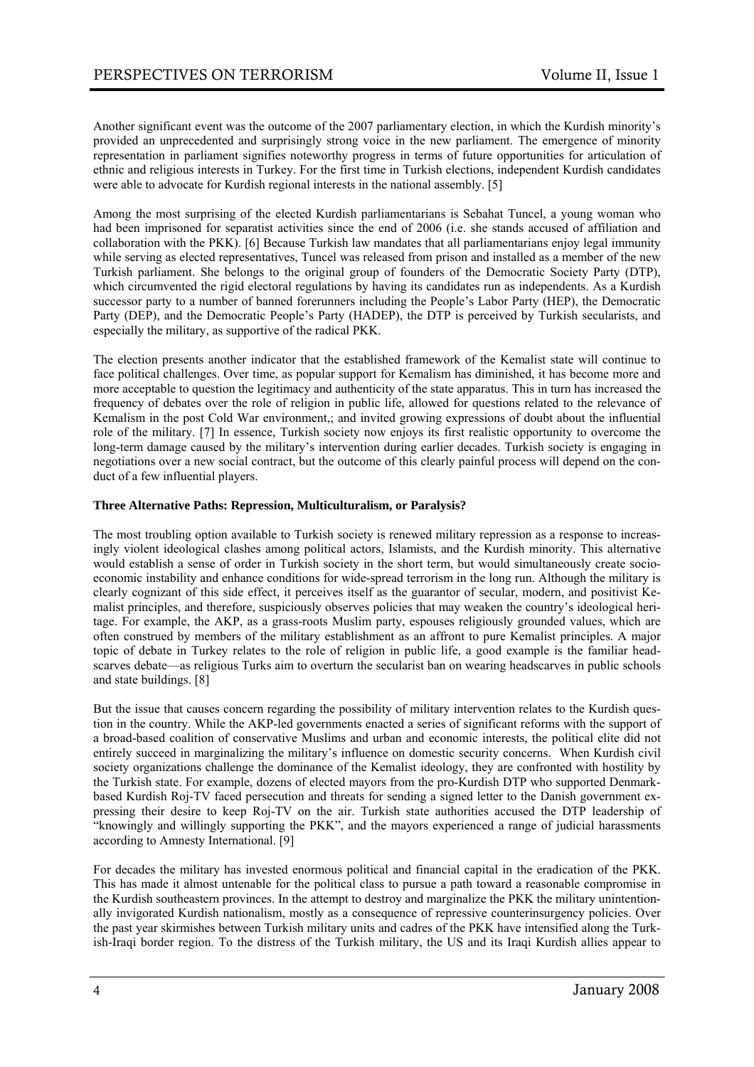Another significant event was the outcome of the 2007 parliamentary election, in which the Kurdish minority's provided an unprecedented and surprisingly strong voice in the new parliament. The emergence of minority representation in parliament signifies noteworthy progress in terms of future opportunities for articulation of ethnic and religious interests in Turkey. For the first time in Turkish elections, independent Kurdish candidates were able to advocate for Kurdish regional interests in the national assembly. [5]

Among the most surprising of the elected Kurdish parliamentarians is Sebahat Tuncel, a young woman who had been imprisoned for separatist activities since the end of 2006 (i.e. she stands accused of affiliation and collaboration with the PKK). [6] Because Turkish law mandates that all parliamentarians enjoy legal immunity while serving as elected representatives, Tuncel was released from prison and installed as a member of the new Turkish parliament. She belongs to the original group of founders of the Democratic Society Party (DTP), which circumvented the rigid electoral regulations by having its candidates run as independents. As a Kurdish successor party to a number of banned forerunners including the People's Labor Party (HEP), the Democratic Party (DEP), and the Democratic People's Party (HADEP), the DTP is perceived by Turkish secularists, and especially the military, as supportive of the radical PKK.

The election presents another indicator that the established framework of the Kemalist state will continue to face political challenges. Over time, as popular support for Kemalism has diminished, it has become more and more acceptable to question the legitimacy and authenticity of the state apparatus. This in turn has increased the frequency of debates over the role of religion in public life, allowed for questions related to the relevance of Kemalism in the post Cold War environment,; and invited growing expressions of doubt about the influential role of the military. [7] In essence, Turkish society now enjoys its first realistic opportunity to overcome the long-term damage caused by the military's intervention during earlier decades. Turkish society is engaging in negotiations over a new social contract, but the outcome of this clearly painful process will depend on the conduct of a few influential players.

**Three Alternative Paths: Repression, Multiculturalism, or Paralysis?**

The most troubling option available to Turkish society is renewed military repression as a response to increasingly violent ideological clashes among political actors, Islamists, and the Kurdish minority. This alternative would establish a sense of order in Turkish society in the short term, but would simultaneously create socio-economic instability and enhance conditions for wide-spread terrorism in the long run. Although the military is clearly cognizant of this side effect, it perceives itself as the guarantor of secular, modern, and positivist Kemalist principles, and therefore, suspiciously observes policies that may weaken the country's ideological heritage. For example, the AKP, as a grass-roots Muslim party, espouses religiously grounded values, which are often construed by members of the military establishment as an affront to pure Kemalist principles. A major topic of debate in Turkey relates to the role of religion in public life, a good example is the familiar headscarves debate—as religious Turks aim to overturn the secularist ban on wearing headscarves in public schools and state buildings. [8]

But the issue that causes concern regarding the possibility of military intervention relates to the Kurdish question in the country. While the AKP-led governments enacted a series of significant reforms with the support of a broad-based coalition of conservative Muslims and urban and economic interests, the political elite did not entirely succeed in marginalizing the military's influence on domestic security concerns. When Kurdish civil society organizations challenge the dominance of the Kemalist ideology, they are confronted with hostility by the Turkish state. For example, dozens of elected mayors from the pro-Kurdish DTP who supported Denmark-based Kurdish Roj-TV faced persecution and threats for sending a signed letter to the Danish government expressing their desire to keep Roj-TV on the air. Turkish state authorities accused the DTP leadership of "knowingly and willingly supporting the PKK", and the mayors experienced a range of judicial harassments according to Amnesty International. [9]

For decades the military has invested enormous political and financial capital in the eradication of the PKK. This has made it almost untenable for the political class to pursue a path toward a reasonable compromise in the Kurdish southeastern provinces. In the attempt to destroy and marginalize the PKK the military unintentionally invigorated Kurdish nationalism, mostly as a consequence of repressive counterinsurgency policies. Over the past year skirmishes between Turkish military units and cadres of the PKK have intensified along the Turkish-Iraqi border region. To the distress of the Turkish military, the US and its Iraqi Kurdish allies appear to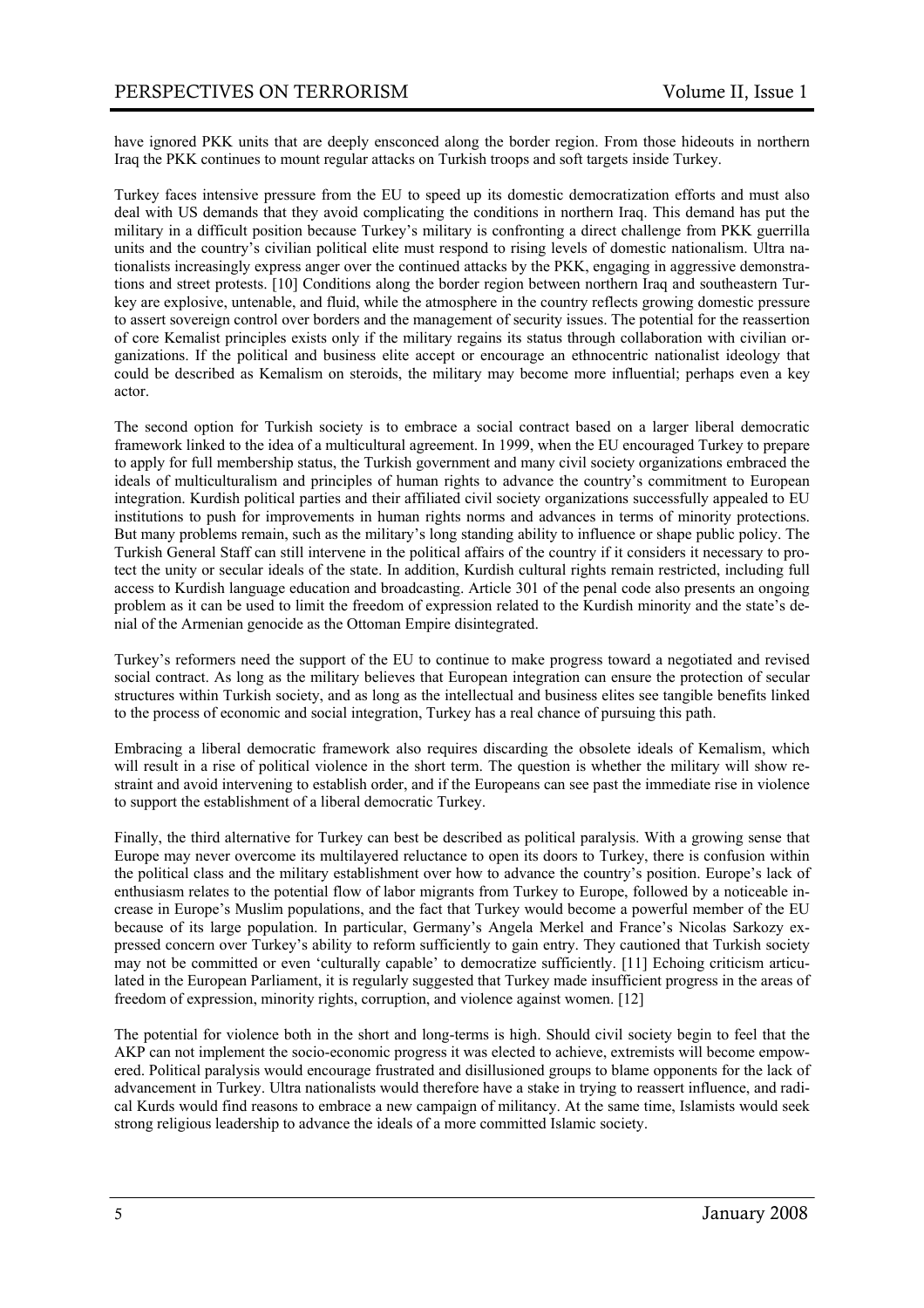have ignored PKK units that are deeply ensconced along the border region. From those hideouts in northern Iraq the PKK continues to mount regular attacks on Turkish troops and soft targets inside Turkey.

Turkey faces intensive pressure from the EU to speed up its domestic democratization efforts and must also deal with US demands that they avoid complicating the conditions in northern Iraq. This demand has put the military in a difficult position because Turkey's military is confronting a direct challenge from PKK guerrilla units and the country's civilian political elite must respond to rising levels of domestic nationalism. Ultra nationalists increasingly express anger over the continued attacks by the PKK, engaging in aggressive demonstrations and street protests. [10] Conditions along the border region between northern Iraq and southeastern Turkey are explosive, untenable, and fluid, while the atmosphere in the country reflects growing domestic pressure to assert sovereign control over borders and the management of security issues. The potential for the reassertion of core Kemalist principles exists only if the military regains its status through collaboration with civilian organizations. If the political and business elite accept or encourage an ethnocentric nationalist ideology that could be described as Kemalism on steroids, the military may become more influential; perhaps even a key actor.

The second option for Turkish society is to embrace a social contract based on a larger liberal democratic framework linked to the idea of a multicultural agreement. In 1999, when the EU encouraged Turkey to prepare to apply for full membership status, the Turkish government and many civil society organizations embraced the ideals of multiculturalism and principles of human rights to advance the country's commitment to European integration. Kurdish political parties and their affiliated civil society organizations successfully appealed to EU institutions to push for improvements in human rights norms and advances in terms of minority protections. But many problems remain, such as the military's long standing ability to influence or shape public policy. The Turkish General Staff can still intervene in the political affairs of the country if it considers it necessary to protect the unity or secular ideals of the state. In addition, Kurdish cultural rights remain restricted, including full access to Kurdish language education and broadcasting. Article 301 of the penal code also presents an ongoing problem as it can be used to limit the freedom of expression related to the Kurdish minority and the state's denial of the Armenian genocide as the Ottoman Empire disintegrated.

Turkey's reformers need the support of the EU to continue to make progress toward a negotiated and revised social contract. As long as the military believes that European integration can ensure the protection of secular structures within Turkish society, and as long as the intellectual and business elites see tangible benefits linked to the process of economic and social integration, Turkey has a real chance of pursuing this path.

Embracing a liberal democratic framework also requires discarding the obsolete ideals of Kemalism, which will result in a rise of political violence in the short term. The question is whether the military will show restraint and avoid intervening to establish order, and if the Europeans can see past the immediate rise in violence to support the establishment of a liberal democratic Turkey.

Finally, the third alternative for Turkey can best be described as political paralysis. With a growing sense that Europe may never overcome its multilayered reluctance to open its doors to Turkey, there is confusion within the political class and the military establishment over how to advance the country's position. Europe's lack of enthusiasm relates to the potential flow of labor migrants from Turkey to Europe, followed by a noticeable increase in Europe's Muslim populations, and the fact that Turkey would become a powerful member of the EU because of its large population. In particular, Germany's Angela Merkel and France's Nicolas Sarkozy expressed concern over Turkey's ability to reform sufficiently to gain entry. They cautioned that Turkish society may not be committed or even 'culturally capable' to democratize sufficiently. [11] Echoing criticism articulated in the European Parliament, it is regularly suggested that Turkey made insufficient progress in the areas of freedom of expression, minority rights, corruption, and violence against women. [12]

The potential for violence both in the short and long-terms is high. Should civil society begin to feel that the AKP can not implement the socio-economic progress it was elected to achieve, extremists will become empowered. Political paralysis would encourage frustrated and disillusioned groups to blame opponents for the lack of advancement in Turkey. Ultra nationalists would therefore have a stake in trying to reassert influence, and radical Kurds would find reasons to embrace a new campaign of militancy. At the same time, Islamists would seek strong religious leadership to advance the ideals of a more committed Islamic society.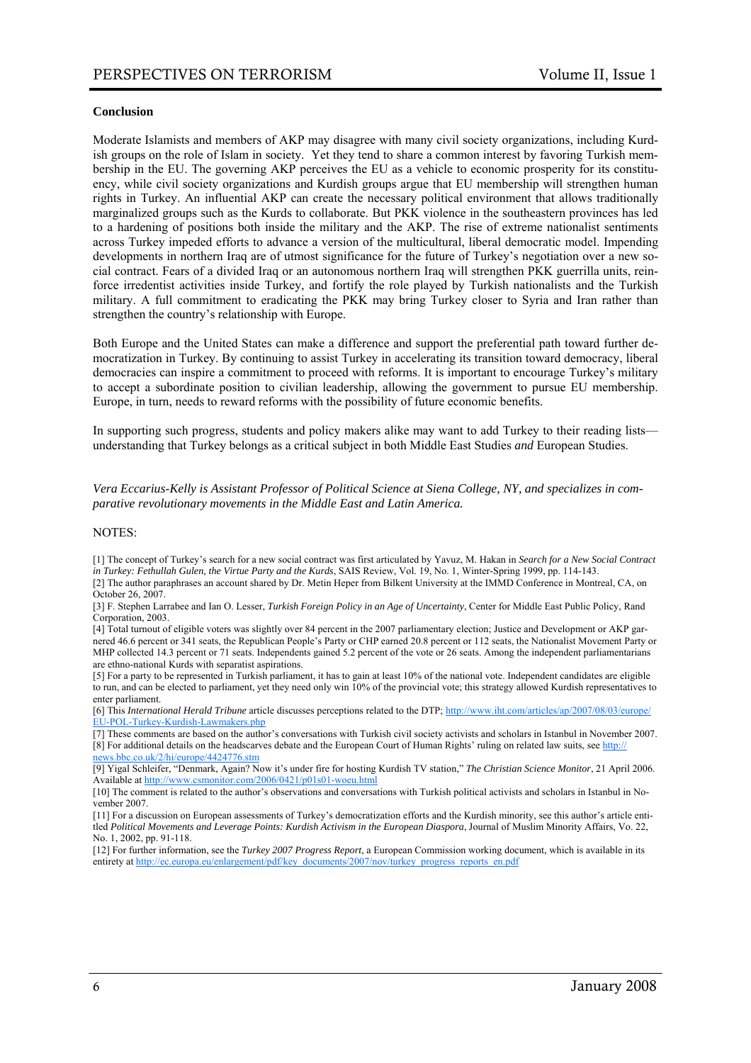**Conclusion**

Moderate Islamists and members of AKP may disagree with many civil society organizations, including Kurdish groups on the role of Islam in society. Yet they tend to share a common interest by favoring Turkish membership in the EU. The governing AKP perceives the EU as a vehicle to economic prosperity for its constituency, while civil society organizations and Kurdish groups argue that EU membership will strengthen human rights in Turkey. An influential AKP can create the necessary political environment that allows traditionally marginalized groups such as the Kurds to collaborate. But PKK violence in the southeastern provinces has led to a hardening of positions both inside the military and the AKP. The rise of extreme nationalist sentiments across Turkey impeded efforts to advance a version of the multicultural, liberal democratic model. Impending developments in northern Iraq are of utmost significance for the future of Turkey's negotiation over a new social contract. Fears of a divided Iraq or an autonomous northern Iraq will strengthen PKK guerrilla units, reinforce irredentist activities inside Turkey, and fortify the role played by Turkish nationalists and the Turkish military. A full commitment to eradicating the PKK may bring Turkey closer to Syria and Iran rather than strengthen the country's relationship with Europe.

Both Europe and the United States can make a difference and support the preferential path toward further democratization in Turkey. By continuing to assist Turkey in accelerating its transition toward democracy, liberal democracies can inspire a commitment to proceed with reforms. It is important to encourage Turkey's military to accept a subordinate position to civilian leadership, allowing the government to pursue EU membership. Europe, in turn, needs to reward reforms with the possibility of future economic benefits.

In supporting such progress, students and policy makers alike may want to add Turkey to their reading lists—understanding that Turkey belongs as a critical subject in both Middle East Studies *and* European Studies.

*Vera Eccarius-Kelly is Assistant Professor of Political Science at Siena College, NY, and specializes in comparative revolutionary movements in the Middle East and Latin America.*

NOTES:

[1] The concept of Turkey's search for a new social contract was first articulated by Yavuz, M. Hakan in *Search for a New Social Contract in Turkey: Fethullah Gulen, the Virtue Party and the Kurds*, SAIS Review, Vol. 19, No. 1, Winter-Spring 1999, pp. 114-143.

[2] The author paraphrases an account shared by Dr. Metin Heper from Bilkent University at the IMMD Conference in Montreal, CA, on October 26, 2007.

[3] F. Stephen Larrabee and Ian O. Lesser, *Turkish Foreign Policy in an Age of Uncertainty*, Center for Middle East Public Policy, Rand Corporation, 2003.

[4] Total turnout of eligible voters was slightly over 84 percent in the 2007 parliamentary election; Justice and Development or AKP garnered 46.6 percent or 341 seats, the Republican People's Party or CHP earned 20.8 percent or 112 seats, the Nationalist Movement Party or MHP collected 14.3 percent or 71 seats. Independents gained 5.2 percent of the vote or 26 seats. Among the independent parliamentarians are ethno-national Kurds with separatist aspirations.

[5] For a party to be represented in Turkish parliament, it has to gain at least 10% of the national vote. Independent candidates are eligible to run, and can be elected to parliament, yet they need only win 10% of the provincial vote; this strategy allowed Kurdish representatives to enter parliament.

[6] This *International Herald Tribune* article discusses perceptions related to the DTP; http://www.iht.com/articles/ap/2007/08/03/europe/EU-POL-Turkey-Kurdish-Lawmakers.php

[7] These comments are based on the author's conversations with Turkish civil society activists and scholars in Istanbul in November 2007.

[8] For additional details on the headscarves debate and the European Court of Human Rights' ruling on related law suits, see http://news.bbc.co.uk/2/hi/europe/4424776.stm

[9] Yigal Schleifer, "Denmark, Again? Now it's under fire for hosting Kurdish TV station," *The Christian Science Monitor*, 21 April 2006. Available at http://www.csmonitor.com/2006/0421/p01s01-woeu.html

[10] The comment is related to the author's observations and conversations with Turkish political activists and scholars in Istanbul in November 2007.

[11] For a discussion on European assessments of Turkey's democratization efforts and the Kurdish minority, see this author's article entitled *Political Movements and Leverage Points: Kurdish Activism in the European Diaspora*, Journal of Muslim Minority Affairs, Vo. 22, No. 1, 2002, pp. 91-118.

[12] For further information, see the *Turkey 2007 Progress Report*, a European Commission working document, which is available in its entirety at http://ec.europa.eu/enlargement/pdf/key_documents/2007/nov/turkey_progress_reports_en.pdf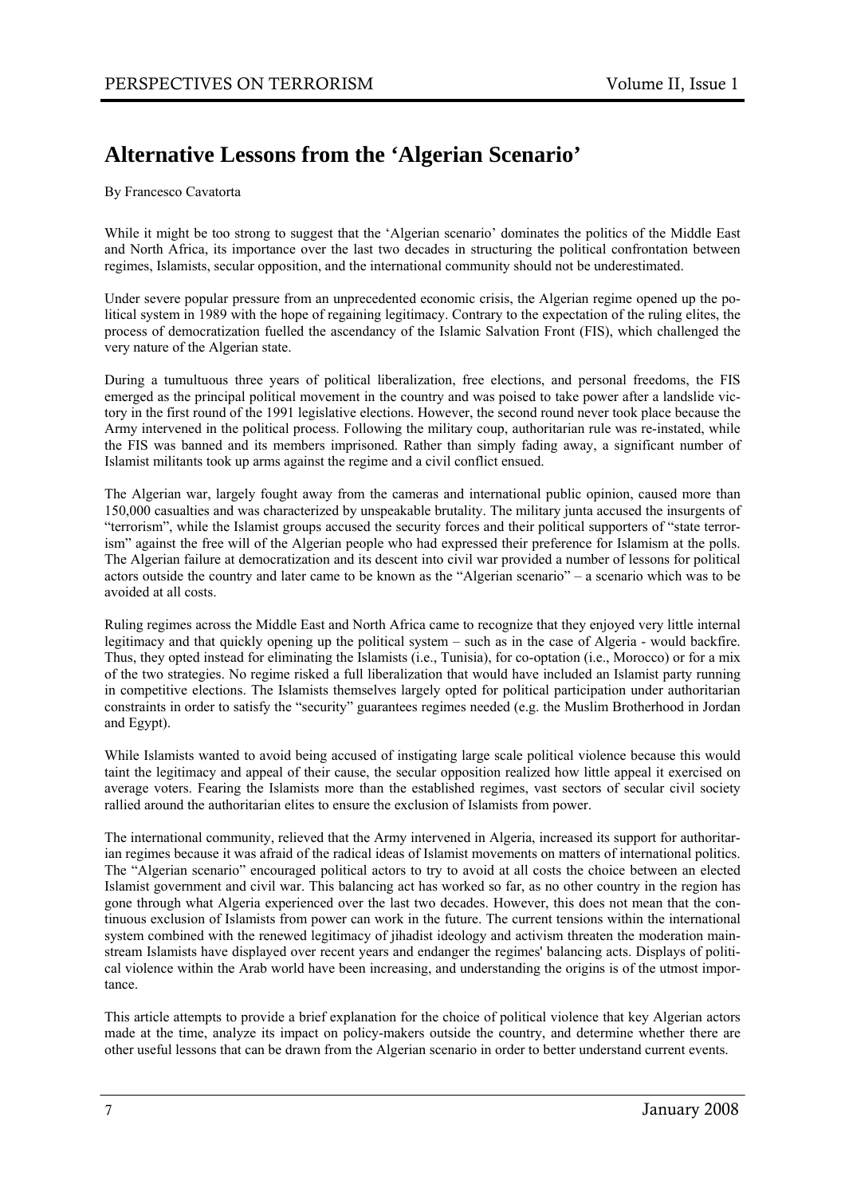# Alternative Lessons from the 'Algerian Scenario'

By Francesco Cavatorta

While it might be too strong to suggest that the 'Algerian scenario' dominates the politics of the Middle East and North Africa, its importance over the last two decades in structuring the political confrontation between regimes, Islamists, secular opposition, and the international community should not be underestimated.

Under severe popular pressure from an unprecedented economic crisis, the Algerian regime opened up the political system in 1989 with the hope of regaining legitimacy. Contrary to the expectation of the ruling elites, the process of democratization fuelled the ascendancy of the Islamic Salvation Front (FIS), which challenged the very nature of the Algerian state.

During a tumultuous three years of political liberalization, free elections, and personal freedoms, the FIS emerged as the principal political movement in the country and was poised to take power after a landslide victory in the first round of the 1991 legislative elections. However, the second round never took place because the Army intervened in the political process. Following the military coup, authoritarian rule was re-instated, while the FIS was banned and its members imprisoned. Rather than simply fading away, a significant number of Islamist militants took up arms against the regime and a civil conflict ensued.

The Algerian war, largely fought away from the cameras and international public opinion, caused more than 150,000 casualties and was characterized by unspeakable brutality. The military junta accused the insurgents of "terrorism", while the Islamist groups accused the security forces and their political supporters of "state terrorism" against the free will of the Algerian people who had expressed their preference for Islamism at the polls. The Algerian failure at democratization and its descent into civil war provided a number of lessons for political actors outside the country and later came to be known as the "Algerian scenario" – a scenario which was to be avoided at all costs.

Ruling regimes across the Middle East and North Africa came to recognize that they enjoyed very little internal legitimacy and that quickly opening up the political system – such as in the case of Algeria - would backfire. Thus, they opted instead for eliminating the Islamists (i.e., Tunisia), for co-optation (i.e., Morocco) or for a mix of the two strategies. No regime risked a full liberalization that would have included an Islamist party running in competitive elections. The Islamists themselves largely opted for political participation under authoritarian constraints in order to satisfy the "security" guarantees regimes needed (e.g. the Muslim Brotherhood in Jordan and Egypt).

While Islamists wanted to avoid being accused of instigating large scale political violence because this would taint the legitimacy and appeal of their cause, the secular opposition realized how little appeal it exercised on average voters. Fearing the Islamists more than the established regimes, vast sectors of secular civil society rallied around the authoritarian elites to ensure the exclusion of Islamists from power.

The international community, relieved that the Army intervened in Algeria, increased its support for authoritarian regimes because it was afraid of the radical ideas of Islamist movements on matters of international politics. The "Algerian scenario" encouraged political actors to try to avoid at all costs the choice between an elected Islamist government and civil war. This balancing act has worked so far, as no other country in the region has gone through what Algeria experienced over the last two decades. However, this does not mean that the continuous exclusion of Islamists from power can work in the future. The current tensions within the international system combined with the renewed legitimacy of jihadist ideology and activism threaten the moderation mainstream Islamists have displayed over recent years and endanger the regimes' balancing acts. Displays of political violence within the Arab world have been increasing, and understanding the origins is of the utmost importance.

This article attempts to provide a brief explanation for the choice of political violence that key Algerian actors made at the time, analyze its impact on policy-makers outside the country, and determine whether there are other useful lessons that can be drawn from the Algerian scenario in order to better understand current events.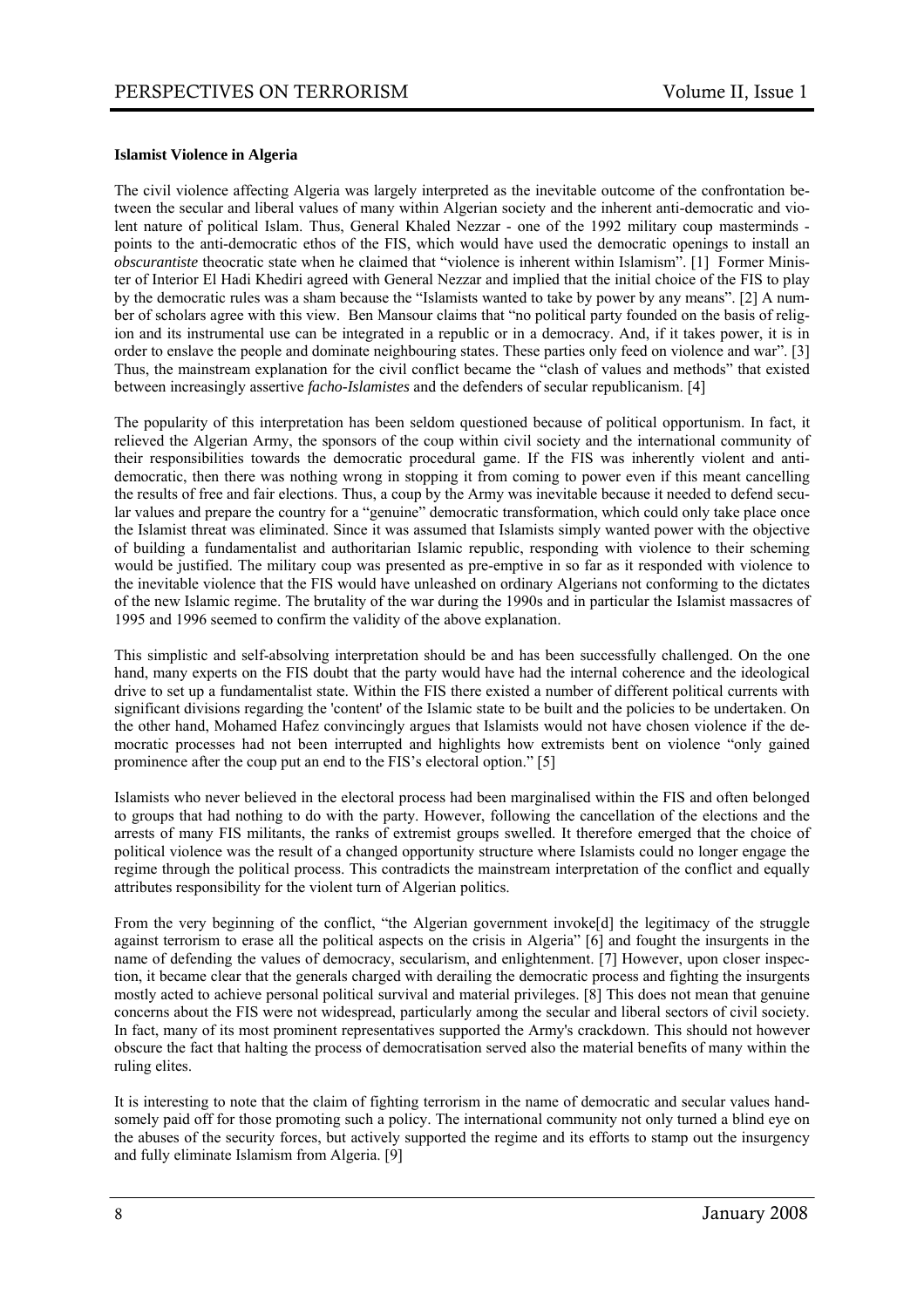**Islamist Violence in Algeria**

The civil violence affecting Algeria was largely interpreted as the inevitable outcome of the confrontation between the secular and liberal values of many within Algerian society and the inherent anti-democratic and violent nature of political Islam. Thus, General Khaled Nezzar - one of the 1992 military coup masterminds - points to the anti-democratic ethos of the FIS, which would have used the democratic openings to install an *obscurantiste* theocratic state when he claimed that "violence is inherent within Islamism". [1] Former Minister of Interior El Hadi Khediri agreed with General Nezzar and implied that the initial choice of the FIS to play by the democratic rules was a sham because the "Islamists wanted to take by power by any means". [2] A number of scholars agree with this view. Ben Mansour claims that "no political party founded on the basis of religion and its instrumental use can be integrated in a republic or in a democracy. And, if it takes power, it is in order to enslave the people and dominate neighbouring states. These parties only feed on violence and war". [3] Thus, the mainstream explanation for the civil conflict became the "clash of values and methods" that existed between increasingly assertive *facho-Islamistes* and the defenders of secular republicanism. [4]

The popularity of this interpretation has been seldom questioned because of political opportunism. In fact, it relieved the Algerian Army, the sponsors of the coup within civil society and the international community of their responsibilities towards the democratic procedural game. If the FIS was inherently violent and anti-democratic, then there was nothing wrong in stopping it from coming to power even if this meant cancelling the results of free and fair elections. Thus, a coup by the Army was inevitable because it needed to defend secular values and prepare the country for a "genuine" democratic transformation, which could only take place once the Islamist threat was eliminated. Since it was assumed that Islamists simply wanted power with the objective of building a fundamentalist and authoritarian Islamic republic, responding with violence to their scheming would be justified. The military coup was presented as pre-emptive in so far as it responded with violence to the inevitable violence that the FIS would have unleashed on ordinary Algerians not conforming to the dictates of the new Islamic regime. The brutality of the war during the 1990s and in particular the Islamist massacres of 1995 and 1996 seemed to confirm the validity of the above explanation.

This simplistic and self-absolving interpretation should be and has been successfully challenged. On the one hand, many experts on the FIS doubt that the party would have had the internal coherence and the ideological drive to set up a fundamentalist state. Within the FIS there existed a number of different political currents with significant divisions regarding the 'content' of the Islamic state to be built and the policies to be undertaken. On the other hand, Mohamed Hafez convincingly argues that Islamists would not have chosen violence if the democratic processes had not been interrupted and highlights how extremists bent on violence "only gained prominence after the coup put an end to the FIS's electoral option." [5]

Islamists who never believed in the electoral process had been marginalised within the FIS and often belonged to groups that had nothing to do with the party. However, following the cancellation of the elections and the arrests of many FIS militants, the ranks of extremist groups swelled. It therefore emerged that the choice of political violence was the result of a changed opportunity structure where Islamists could no longer engage the regime through the political process. This contradicts the mainstream interpretation of the conflict and equally attributes responsibility for the violent turn of Algerian politics.

From the very beginning of the conflict, "the Algerian government invoke[d] the legitimacy of the struggle against terrorism to erase all the political aspects on the crisis in Algeria" [6] and fought the insurgents in the name of defending the values of democracy, secularism, and enlightenment. [7] However, upon closer inspection, it became clear that the generals charged with derailing the democratic process and fighting the insurgents mostly acted to achieve personal political survival and material privileges. [8] This does not mean that genuine concerns about the FIS were not widespread, particularly among the secular and liberal sectors of civil society. In fact, many of its most prominent representatives supported the Army's crackdown. This should not however obscure the fact that halting the process of democratisation served also the material benefits of many within the ruling elites.

It is interesting to note that the claim of fighting terrorism in the name of democratic and secular values handsomely paid off for those promoting such a policy. The international community not only turned a blind eye on the abuses of the security forces, but actively supported the regime and its efforts to stamp out the insurgency and fully eliminate Islamism from Algeria. [9]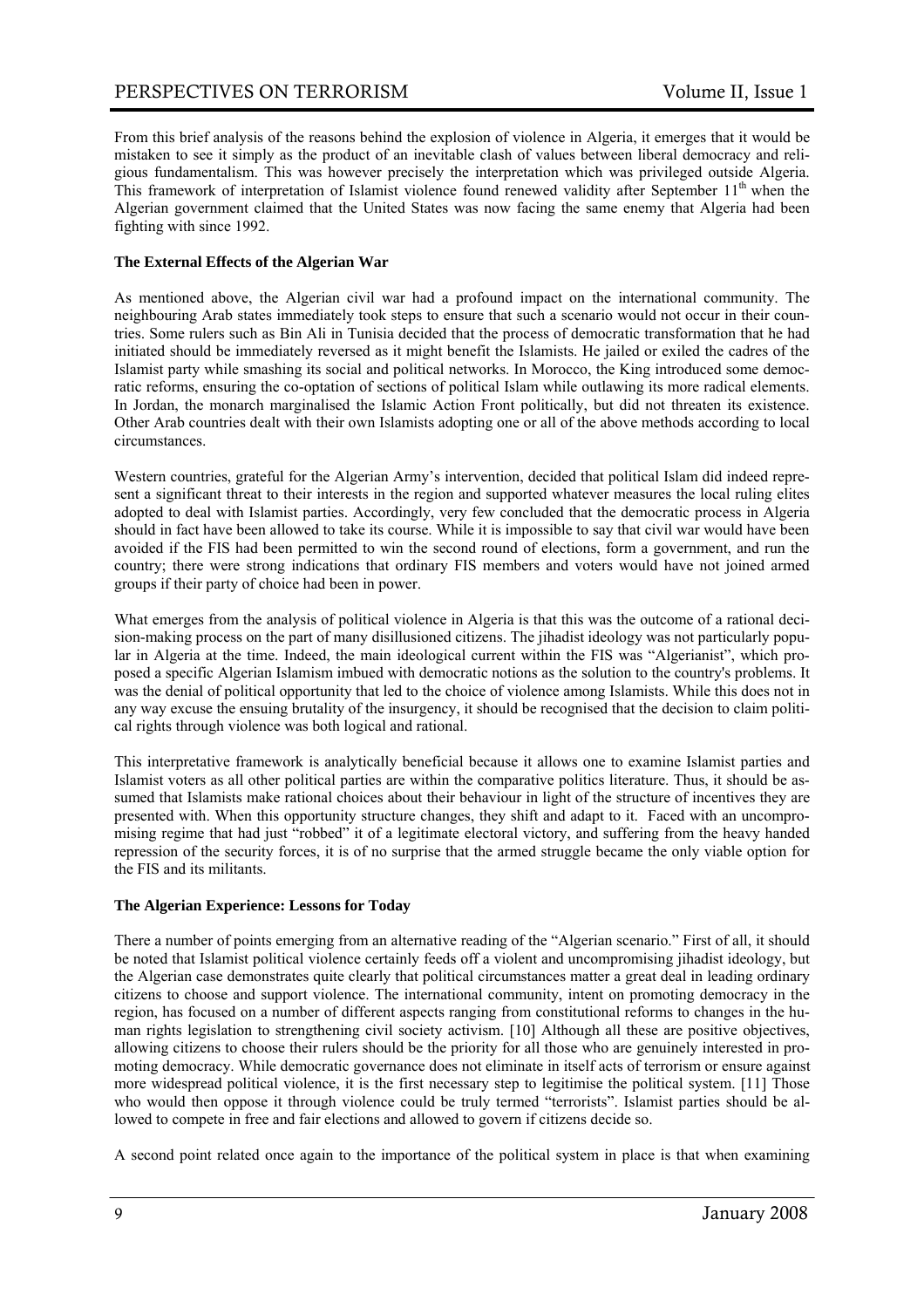From this brief analysis of the reasons behind the explosion of violence in Algeria, it emerges that it would be mistaken to see it simply as the product of an inevitable clash of values between liberal democracy and religious fundamentalism. This was however precisely the interpretation which was privileged outside Algeria. This framework of interpretation of Islamist violence found renewed validity after September 11th when the Algerian government claimed that the United States was now facing the same enemy that Algeria had been fighting with since 1992.

**The External Effects of the Algerian War**

As mentioned above, the Algerian civil war had a profound impact on the international community. The neighbouring Arab states immediately took steps to ensure that such a scenario would not occur in their countries. Some rulers such as Bin Ali in Tunisia decided that the process of democratic transformation that he had initiated should be immediately reversed as it might benefit the Islamists. He jailed or exiled the cadres of the Islamist party while smashing its social and political networks. In Morocco, the King introduced some democratic reforms, ensuring the co-optation of sections of political Islam while outlawing its more radical elements. In Jordan, the monarch marginalised the Islamic Action Front politically, but did not threaten its existence. Other Arab countries dealt with their own Islamists adopting one or all of the above methods according to local circumstances.

Western countries, grateful for the Algerian Army's intervention, decided that political Islam did indeed represent a significant threat to their interests in the region and supported whatever measures the local ruling elites adopted to deal with Islamist parties. Accordingly, very few concluded that the democratic process in Algeria should in fact have been allowed to take its course. While it is impossible to say that civil war would have been avoided if the FIS had been permitted to win the second round of elections, form a government, and run the country; there were strong indications that ordinary FIS members and voters would have not joined armed groups if their party of choice had been in power.

What emerges from the analysis of political violence in Algeria is that this was the outcome of a rational decision-making process on the part of many disillusioned citizens. The jihadist ideology was not particularly popular in Algeria at the time. Indeed, the main ideological current within the FIS was "Algerianist", which proposed a specific Algerian Islamism imbued with democratic notions as the solution to the country's problems. It was the denial of political opportunity that led to the choice of violence among Islamists. While this does not in any way excuse the ensuing brutality of the insurgency, it should be recognised that the decision to claim political rights through violence was both logical and rational.

This interpretative framework is analytically beneficial because it allows one to examine Islamist parties and Islamist voters as all other political parties are within the comparative politics literature. Thus, it should be assumed that Islamists make rational choices about their behaviour in light of the structure of incentives they are presented with. When this opportunity structure changes, they shift and adapt to it. Faced with an uncompromising regime that had just "robbed" it of a legitimate electoral victory, and suffering from the heavy handed repression of the security forces, it is of no surprise that the armed struggle became the only viable option for the FIS and its militants.

**The Algerian Experience: Lessons for Today**

There a number of points emerging from an alternative reading of the "Algerian scenario." First of all, it should be noted that Islamist political violence certainly feeds off a violent and uncompromising jihadist ideology, but the Algerian case demonstrates quite clearly that political circumstances matter a great deal in leading ordinary citizens to choose and support violence. The international community, intent on promoting democracy in the region, has focused on a number of different aspects ranging from constitutional reforms to changes in the human rights legislation to strengthening civil society activism. [10] Although all these are positive objectives, allowing citizens to choose their rulers should be the priority for all those who are genuinely interested in promoting democracy. While democratic governance does not eliminate in itself acts of terrorism or ensure against more widespread political violence, it is the first necessary step to legitimise the political system. [11] Those who would then oppose it through violence could be truly termed "terrorists". Islamist parties should be allowed to compete in free and fair elections and allowed to govern if citizens decide so.

A second point related once again to the importance of the political system in place is that when examining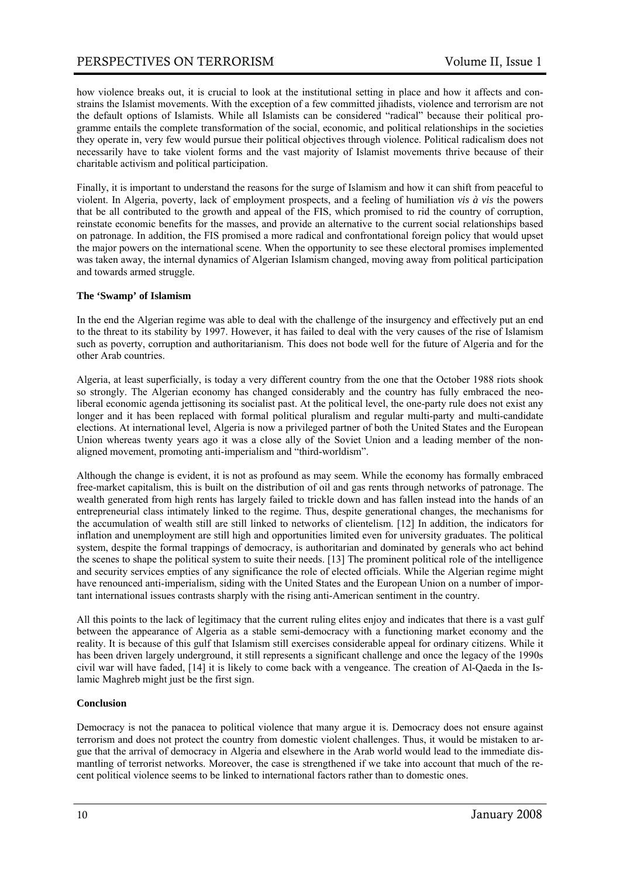how violence breaks out, it is crucial to look at the institutional setting in place and how it affects and constrains the Islamist movements. With the exception of a few committed jihadists, violence and terrorism are not the default options of Islamists. While all Islamists can be considered "radical" because their political programme entails the complete transformation of the social, economic, and political relationships in the societies they operate in, very few would pursue their political objectives through violence. Political radicalism does not necessarily have to take violent forms and the vast majority of Islamist movements thrive because of their charitable activism and political participation.

Finally, it is important to understand the reasons for the surge of Islamism and how it can shift from peaceful to violent. In Algeria, poverty, lack of employment prospects, and a feeling of humiliation *vis à vis* the powers that be all contributed to the growth and appeal of the FIS, which promised to rid the country of corruption, reinstate economic benefits for the masses, and provide an alternative to the current social relationships based on patronage. In addition, the FIS promised a more radical and confrontational foreign policy that would upset the major powers on the international scene. When the opportunity to see these electoral promises implemented was taken away, the internal dynamics of Algerian Islamism changed, moving away from political participation and towards armed struggle.

**The 'Swamp' of Islamism**

In the end the Algerian regime was able to deal with the challenge of the insurgency and effectively put an end to the threat to its stability by 1997. However, it has failed to deal with the very causes of the rise of Islamism such as poverty, corruption and authoritarianism. This does not bode well for the future of Algeria and for the other Arab countries.

Algeria, at least superficially, is today a very different country from the one that the October 1988 riots shook so strongly. The Algerian economy has changed considerably and the country has fully embraced the neo-liberal economic agenda jettisoning its socialist past. At the political level, the one-party rule does not exist any longer and it has been replaced with formal political pluralism and regular multi-party and multi-candidate elections. At international level, Algeria is now a privileged partner of both the United States and the European Union whereas twenty years ago it was a close ally of the Soviet Union and a leading member of the non-aligned movement, promoting anti-imperialism and "third-worldism".

Although the change is evident, it is not as profound as may seem. While the economy has formally embraced free-market capitalism, this is built on the distribution of oil and gas rents through networks of patronage. The wealth generated from high rents has largely failed to trickle down and has fallen instead into the hands of an entrepreneurial class intimately linked to the regime. Thus, despite generational changes, the mechanisms for the accumulation of wealth still are still linked to networks of clientelism. [12] In addition, the indicators for inflation and unemployment are still high and opportunities limited even for university graduates. The political system, despite the formal trappings of democracy, is authoritarian and dominated by generals who act behind the scenes to shape the political system to suite their needs. [13] The prominent political role of the intelligence and security services empties of any significance the role of elected officials. While the Algerian regime might have renounced anti-imperialism, siding with the United States and the European Union on a number of important international issues contrasts sharply with the rising anti-American sentiment in the country.

All this points to the lack of legitimacy that the current ruling elites enjoy and indicates that there is a vast gulf between the appearance of Algeria as a stable semi-democracy with a functioning market economy and the reality. It is because of this gulf that Islamism still exercises considerable appeal for ordinary citizens. While it has been driven largely underground, it still represents a significant challenge and once the legacy of the 1990s civil war will have faded, [14] it is likely to come back with a vengeance. The creation of Al-Qaeda in the Islamic Maghreb might just be the first sign.

**Conclusion**

Democracy is not the panacea to political violence that many argue it is. Democracy does not ensure against terrorism and does not protect the country from domestic violent challenges. Thus, it would be mistaken to argue that the arrival of democracy in Algeria and elsewhere in the Arab world would lead to the immediate dismantling of terrorist networks. Moreover, the case is strengthened if we take into account that much of the recent political violence seems to be linked to international factors rather than to domestic ones.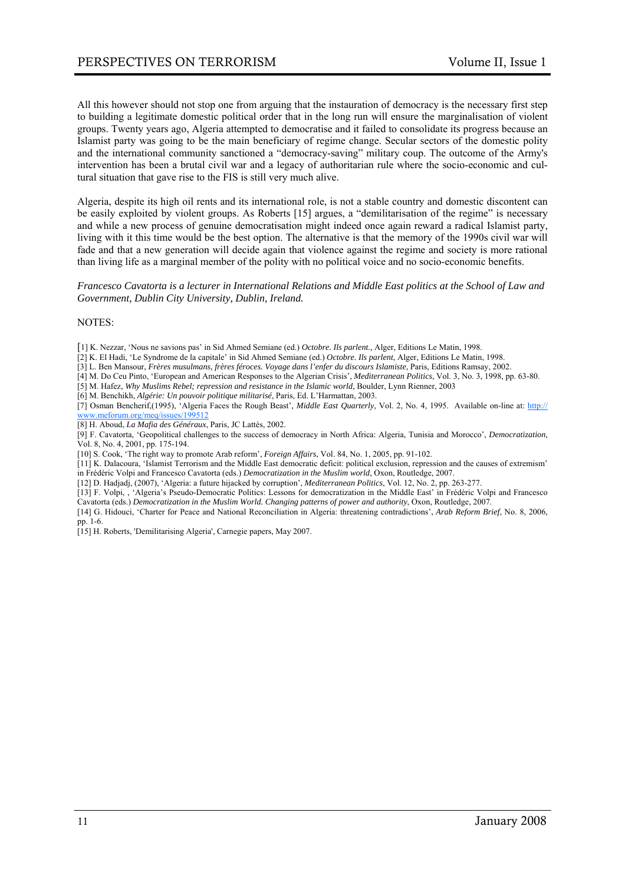All this however should not stop one from arguing that the instauration of democracy is the necessary first step to building a legitimate domestic political order that in the long run will ensure the marginalisation of violent groups. Twenty years ago, Algeria attempted to democratise and it failed to consolidate its progress because an Islamist party was going to be the main beneficiary of regime change. Secular sectors of the domestic polity and the international community sanctioned a "democracy-saving" military coup. The outcome of the Army's intervention has been a brutal civil war and a legacy of authoritarian rule where the socio-economic and cultural situation that gave rise to the FIS is still very much alive.

Algeria, despite its high oil rents and its international role, is not a stable country and domestic discontent can be easily exploited by violent groups. As Roberts [15] argues, a "demilitarisation of the regime" is necessary and while a new process of genuine democratisation might indeed once again reward a radical Islamist party, living with it this time would be the best option. The alternative is that the memory of the 1990s civil war will fade and that a new generation will decide again that violence against the regime and society is more rational than living life as a marginal member of the polity with no political voice and no socio-economic benefits.

*Francesco Cavatorta is a lecturer in International Relations and Middle East politics at the School of Law and Government, Dublin City University, Dublin, Ireland.*

NOTES:

[1] K. Nezzar, 'Nous ne savions pas' in Sid Ahmed Semiane (ed.) *Octobre. Ils parlent.*, Alger, Editions Le Matin, 1998.
[2] K. El Hadi, 'Le Syndrome de la capitale' in Sid Ahmed Semiane (ed.) *Octobre. Ils parlent*, Alger, Editions Le Matin, 1998.
[3] L. Ben Mansour, *Frères musulmans, frères féroces. Voyage dans l'enfer du discours Islamiste*, Paris, Editions Ramsay, 2002.
[4] M. Do Ceu Pinto, 'European and American Responses to the Algerian Crisis', *Mediterranean Politics*, Vol. 3, No. 3, 1998, pp. 63-80.
[5] M. Hafez, *Why Muslims Rebel; repression and resistance in the Islamic world*, Boulder, Lynn Rienner, 2003
[6] M. Benchikh, *Algérie: Un pouvoir politique militarisé*, Paris, Ed. L'Harmattan, 2003.
[7] Osman Bencherif,(1995), 'Algeria Faces the Rough Beast', *Middle East Quarterly*, Vol. 2, No. 4, 1995. Available on-line at: http://www.meforum.org/meq/issues/199512
[8] H. Aboud, *La Mafia des Généraux*, Paris, JC Lattès, 2002.
[9] F. Cavatorta, 'Geopolitical challenges to the success of democracy in North Africa: Algeria, Tunisia and Morocco', *Democratization*, Vol. 8, No. 4, 2001, pp. 175-194.
[10] S. Cook, 'The right way to promote Arab reform', *Foreign Affairs*, Vol. 84, No. 1, 2005, pp. 91-102.
[11] K. Dalacoura, 'Islamist Terrorism and the Middle East democratic deficit: political exclusion, repression and the causes of extremism' in Frédéric Volpi and Francesco Cavatorta (eds.) *Democratization in the Muslim world*, Oxon, Routledge, 2007.
[12] D. Hadjadj, (2007), 'Algeria: a future hijacked by corruption', *Mediterranean Politics*, Vol. 12, No. 2, pp. 263-277.
[13] F. Volpi, , 'Algeria's Pseudo-Democratic Politics: Lessons for democratization in the Middle East' in Frédéric Volpi and Francesco Cavatorta (eds.) *Democratization in the Muslim World. Changing patterns of power and authority*, Oxon, Routledge, 2007.
[14] G. Hidouci, 'Charter for Peace and National Reconciliation in Algeria: threatening contradictions', *Arab Reform Brief*, No. 8, 2006, pp. 1-6.
[15] H. Roberts, 'Demilitarising Algeria', Carnegie papers, May 2007.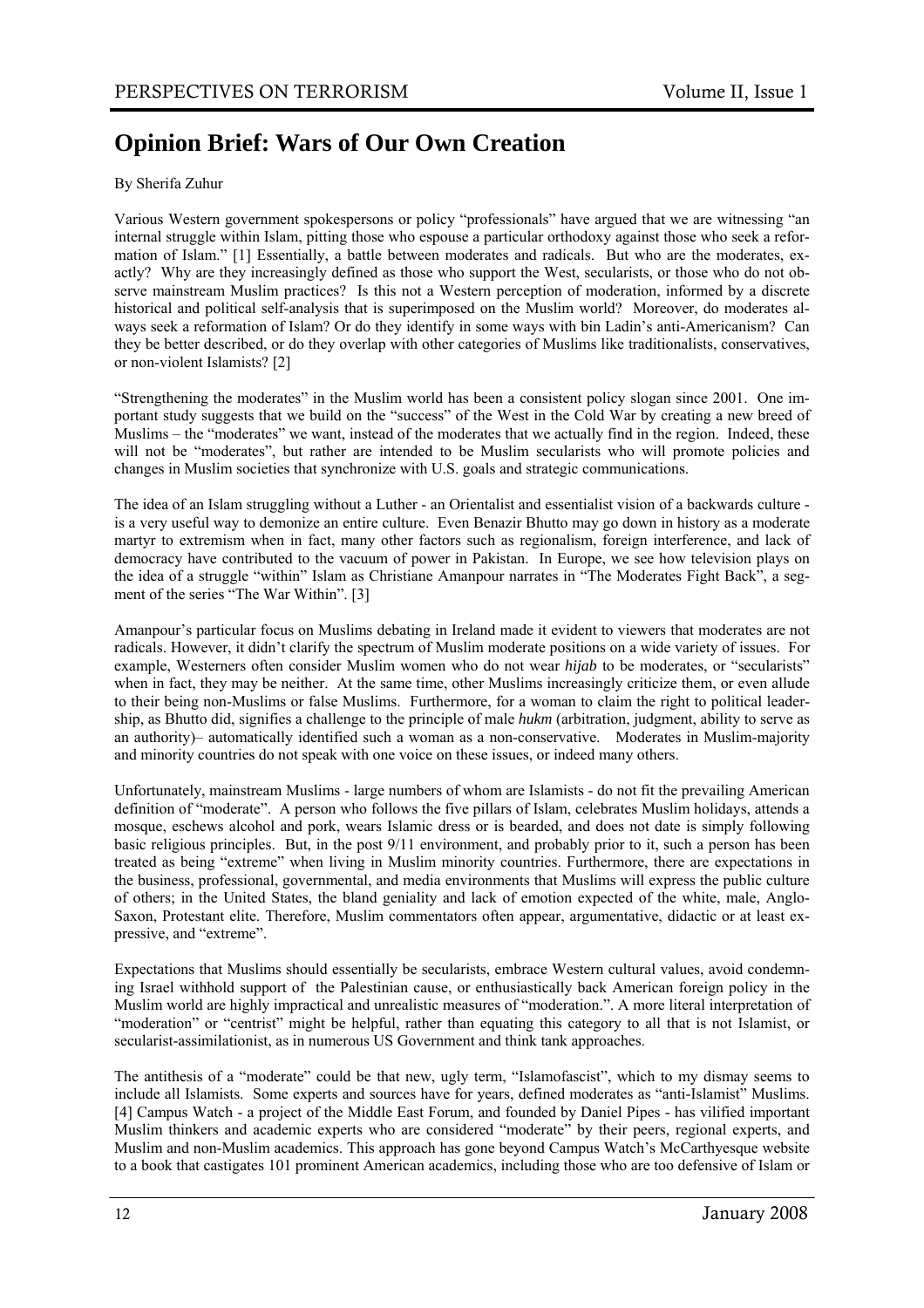# Opinion Brief: Wars of Our Own Creation

By Sherifa Zuhur

Various Western government spokespersons or policy "professionals" have argued that we are witnessing "an internal struggle within Islam, pitting those who espouse a particular orthodoxy against those who seek a reformation of Islam." [1] Essentially, a battle between moderates and radicals. But who are the moderates, exactly? Why are they increasingly defined as those who support the West, secularists, or those who do not observe mainstream Muslim practices? Is this not a Western perception of moderation, informed by a discrete historical and political self-analysis that is superimposed on the Muslim world? Moreover, do moderates always seek a reformation of Islam? Or do they identify in some ways with bin Ladin's anti-Americanism? Can they be better described, or do they overlap with other categories of Muslims like traditionalists, conservatives, or non-violent Islamists? [2]

"Strengthening the moderates" in the Muslim world has been a consistent policy slogan since 2001. One important study suggests that we build on the "success" of the West in the Cold War by creating a new breed of Muslims – the "moderates" we want, instead of the moderates that we actually find in the region. Indeed, these will not be "moderates", but rather are intended to be Muslim secularists who will promote policies and changes in Muslim societies that synchronize with U.S. goals and strategic communications.

The idea of an Islam struggling without a Luther - an Orientalist and essentialist vision of a backwards culture - is a very useful way to demonize an entire culture. Even Benazir Bhutto may go down in history as a moderate martyr to extremism when in fact, many other factors such as regionalism, foreign interference, and lack of democracy have contributed to the vacuum of power in Pakistan. In Europe, we see how television plays on the idea of a struggle "within" Islam as Christiane Amanpour narrates in "The Moderates Fight Back", a segment of the series "The War Within". [3]

Amanpour's particular focus on Muslims debating in Ireland made it evident to viewers that moderates are not radicals. However, it didn't clarify the spectrum of Muslim moderate positions on a wide variety of issues. For example, Westerners often consider Muslim women who do not wear *hijab* to be moderates, or "secularists" when in fact, they may be neither. At the same time, other Muslims increasingly criticize them, or even allude to their being non-Muslims or false Muslims. Furthermore, for a woman to claim the right to political leadership, as Bhutto did, signifies a challenge to the principle of male *hukm* (arbitration, judgment, ability to serve as an authority)– automatically identified such a woman as a non-conservative. Moderates in Muslim-majority and minority countries do not speak with one voice on these issues, or indeed many others.

Unfortunately, mainstream Muslims - large numbers of whom are Islamists - do not fit the prevailing American definition of "moderate". A person who follows the five pillars of Islam, celebrates Muslim holidays, attends a mosque, eschews alcohol and pork, wears Islamic dress or is bearded, and does not date is simply following basic religious principles. But, in the post 9/11 environment, and probably prior to it, such a person has been treated as being "extreme" when living in Muslim minority countries. Furthermore, there are expectations in the business, professional, governmental, and media environments that Muslims will express the public culture of others; in the United States, the bland geniality and lack of emotion expected of the white, male, Anglo-Saxon, Protestant elite. Therefore, Muslim commentators often appear, argumentative, didactic or at least expressive, and "extreme".

Expectations that Muslims should essentially be secularists, embrace Western cultural values, avoid condemning Israel withhold support of the Palestinian cause, or enthusiastically back American foreign policy in the Muslim world are highly impractical and unrealistic measures of "moderation.". A more literal interpretation of "moderation" or "centrist" might be helpful, rather than equating this category to all that is not Islamist, or secularist-assimilationist, as in numerous US Government and think tank approaches.

The antithesis of a "moderate" could be that new, ugly term, "Islamofascist", which to my dismay seems to include all Islamists. Some experts and sources have for years, defined moderates as "anti-Islamist" Muslims. [4] Campus Watch - a project of the Middle East Forum, and founded by Daniel Pipes - has vilified important Muslim thinkers and academic experts who are considered "moderate" by their peers, regional experts, and Muslim and non-Muslim academics. This approach has gone beyond Campus Watch's McCarthyesque website to a book that castigates 101 prominent American academics, including those who are too defensive of Islam or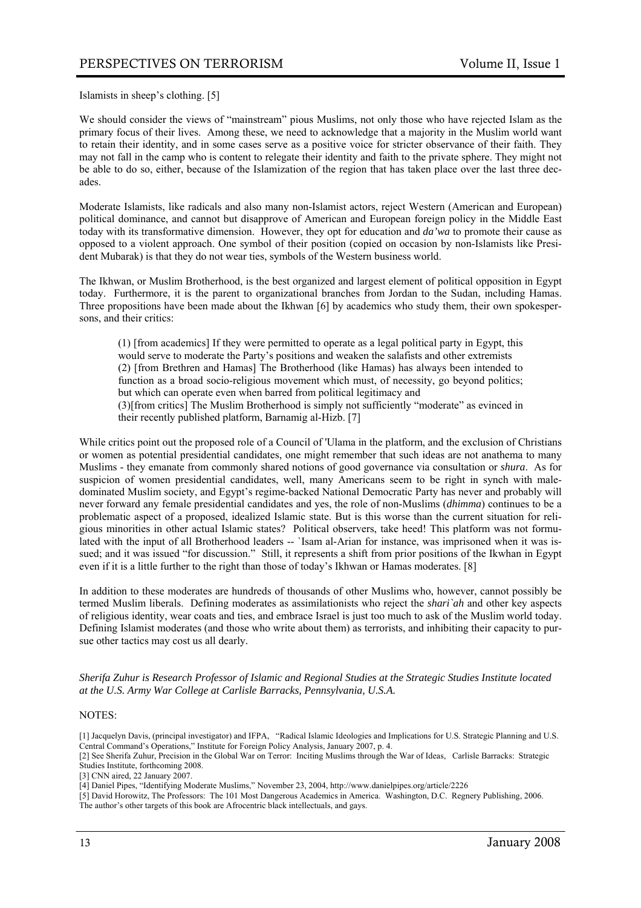Islamists in sheep's clothing. [5]

We should consider the views of "mainstream" pious Muslims, not only those who have rejected Islam as the primary focus of their lives. Among these, we need to acknowledge that a majority in the Muslim world want to retain their identity, and in some cases serve as a positive voice for stricter observance of their faith. They may not fall in the camp who is content to relegate their identity and faith to the private sphere. They might not be able to do so, either, because of the Islamization of the region that has taken place over the last three decades.

Moderate Islamists, like radicals and also many non-Islamist actors, reject Western (American and European) political dominance, and cannot but disapprove of American and European foreign policy in the Middle East today with its transformative dimension. However, they opt for education and *da'wa* to promote their cause as opposed to a violent approach. One symbol of their position (copied on occasion by non-Islamists like President Mubarak) is that they do not wear ties, symbols of the Western business world.

The Ikhwan, or Muslim Brotherhood, is the best organized and largest element of political opposition in Egypt today. Furthermore, it is the parent to organizational branches from Jordan to the Sudan, including Hamas. Three propositions have been made about the Ikhwan [6] by academics who study them, their own spokespersons, and their critics:

> (1) [from academics] If they were permitted to operate as a legal political party in Egypt, this would serve to moderate the Party's positions and weaken the salafists and other extremists
> (2) [from Brethren and Hamas] The Brotherhood (like Hamas) has always been intended to function as a broad socio-religious movement which must, of necessity, go beyond politics; but which can operate even when barred from political legitimacy and
> (3)[from critics] The Muslim Brotherhood is simply not sufficiently "moderate" as evinced in their recently published platform, Barnamig al-Hizb. [7]

While critics point out the proposed role of a Council of 'Ulama in the platform, and the exclusion of Christians or women as potential presidential candidates, one might remember that such ideas are not anathema to many Muslims - they emanate from commonly shared notions of good governance via consultation or *shura*. As for suspicion of women presidential candidates, well, many Americans seem to be right in synch with male-dominated Muslim society, and Egypt's regime-backed National Democratic Party has never and probably will never forward any female presidential candidates and yes, the role of non-Muslims (*dhimma*) continues to be a problematic aspect of a proposed, idealized Islamic state. But is this worse than the current situation for religious minorities in other actual Islamic states? Political observers, take heed! This platform was not formulated with the input of all Brotherhood leaders -- `Isam al-Arian for instance, was imprisoned when it was issued; and it was issued "for discussion." Still, it represents a shift from prior positions of the Ikwhan in Egypt even if it is a little further to the right than those of today's Ikhwan or Hamas moderates. [8]

In addition to these moderates are hundreds of thousands of other Muslims who, however, cannot possibly be termed Muslim liberals. Defining moderates as assimilationists who reject the *shari`ah* and other key aspects of religious identity, wear coats and ties, and embrace Israel is just too much to ask of the Muslim world today. Defining Islamist moderates (and those who write about them) as terrorists, and inhibiting their capacity to pursue other tactics may cost us all dearly.

*Sherifa Zuhur is Research Professor of Islamic and Regional Studies at the Strategic Studies Institute located at the U.S. Army War College at Carlisle Barracks, Pennsylvania, U.S.A.*

NOTES:

[1] Jacquelyn Davis, (principal investigator) and IFPA, "Radical Islamic Ideologies and Implications for U.S. Strategic Planning and U.S. Central Command's Operations," Institute for Foreign Policy Analysis, January 2007, p. 4.

[2] See Sherifa Zuhur, Precision in the Global War on Terror: Inciting Muslims through the War of Ideas, Carlisle Barracks: Strategic Studies Institute, forthcoming 2008.

[3] CNN aired, 22 January 2007.

[4] Daniel Pipes, "Identifying Moderate Muslims," November 23, 2004, http://www.danielpipes.org/article/2226

[5] David Horowitz, The Professors: The 101 Most Dangerous Academics in America. Washington, D.C. Regnery Publishing, 2006. The author's other targets of this book are Afrocentric black intellectuals, and gays.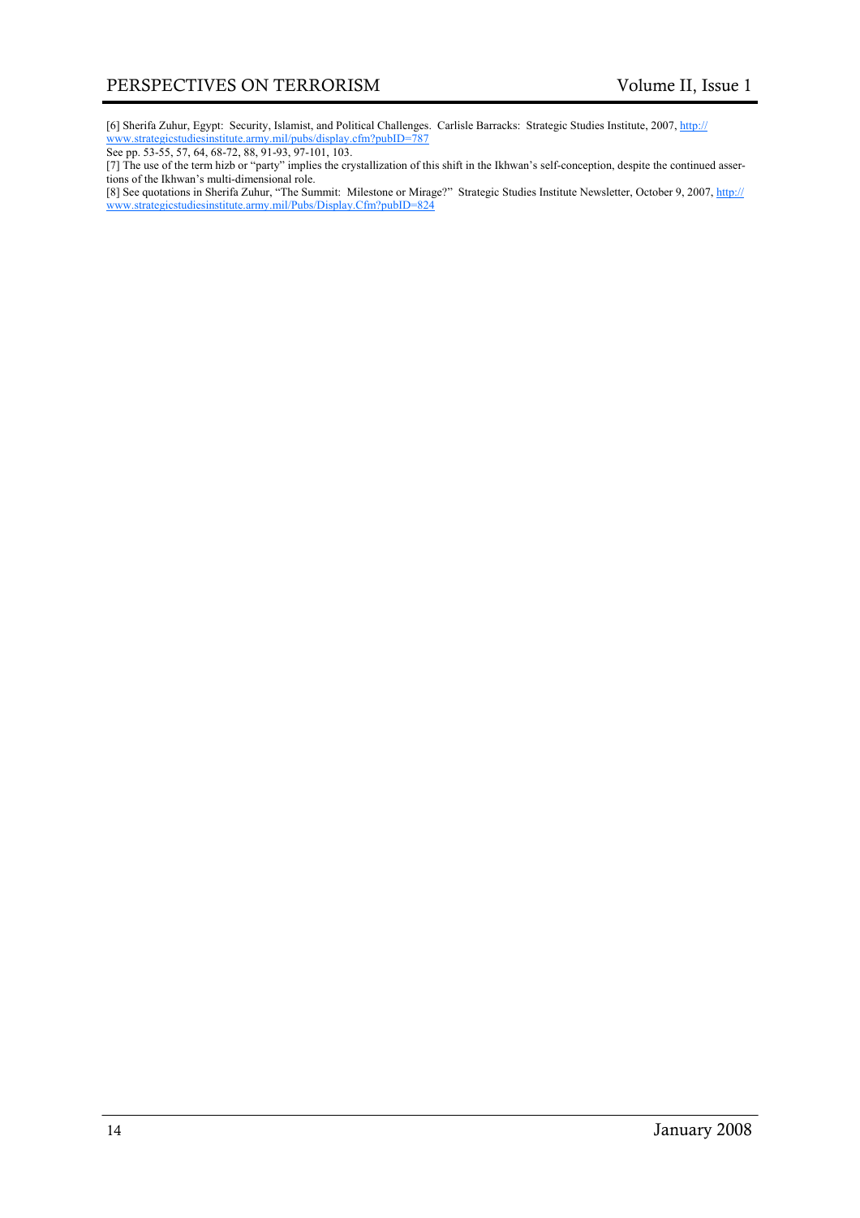[6] Sherifa Zuhur, Egypt: Security, Islamist, and Political Challenges. Carlisle Barracks: Strategic Studies Institute, 2007, http://www.strategicstudiesinstitute.army.mil/pubs/display.cfm?pubID=787

See pp. 53-55, 57, 64, 68-72, 88, 91-93, 97-101, 103.

[7] The use of the term hizb or "party" implies the crystallization of this shift in the Ikhwan's self-conception, despite the continued assertions of the Ikhwan's multi-dimensional role.

[8] See quotations in Sherifa Zuhur, "The Summit: Milestone or Mirage?" Strategic Studies Institute Newsletter, October 9, 2007, http://www.strategicstudiesinstitute.army.mil/Pubs/Display.Cfm?pubID=824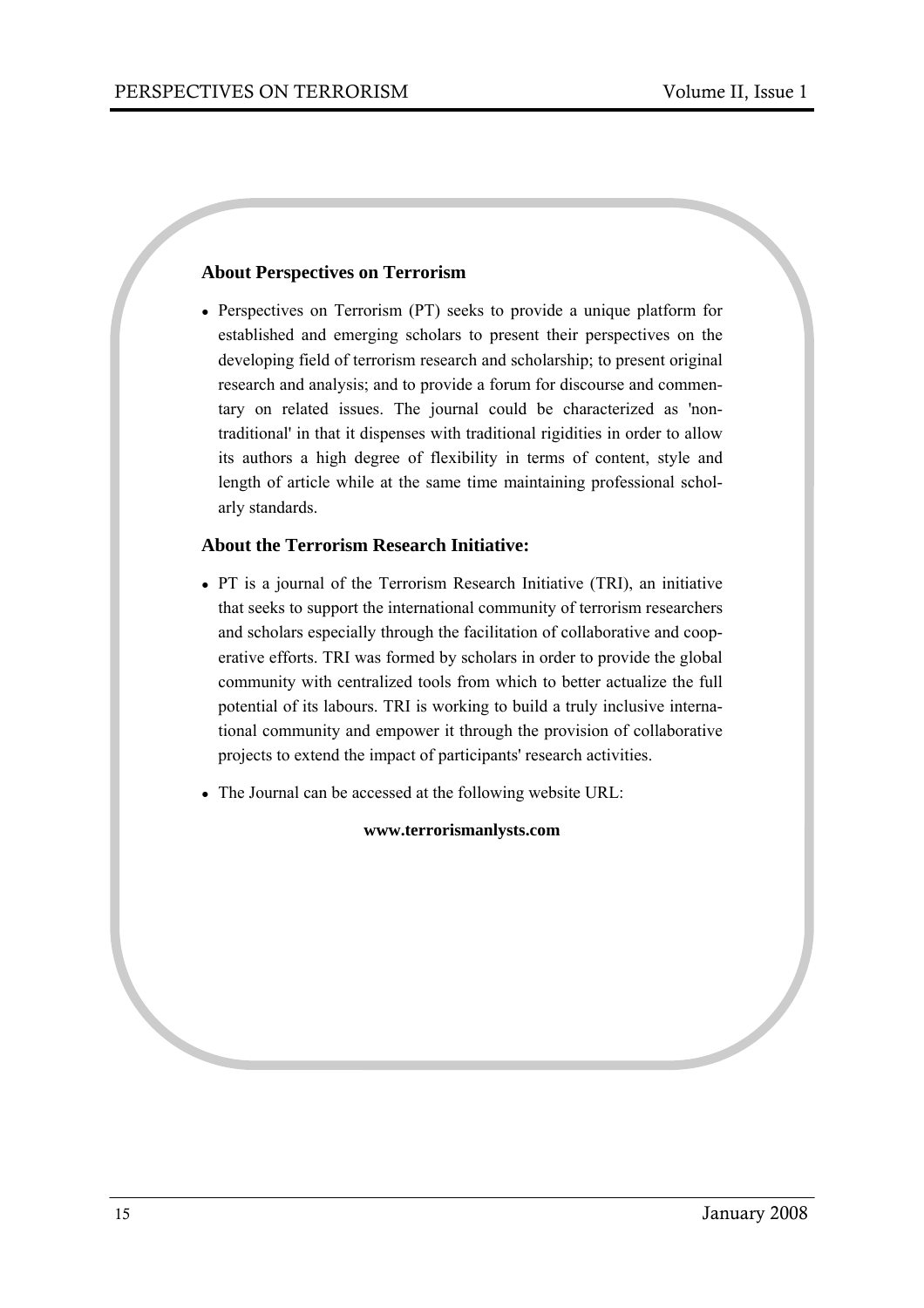## About Perspectives on Terrorism

- Perspectives on Terrorism (PT) seeks to provide a unique platform for established and emerging scholars to present their perspectives on the developing field of terrorism research and scholarship; to present original research and analysis; and to provide a forum for discourse and commentary on related issues. The journal could be characterized as 'non-traditional' in that it dispenses with traditional rigidities in order to allow its authors a high degree of flexibility in terms of content, style and length of article while at the same time maintaining professional scholarly standards.

## About the Terrorism Research Initiative:

- PT is a journal of the Terrorism Research Initiative (TRI), an initiative that seeks to support the international community of terrorism researchers and scholars especially through the facilitation of collaborative and cooperative efforts. TRI was formed by scholars in order to provide the global community with centralized tools from which to better actualize the full potential of its labours. TRI is working to build a truly inclusive international community and empower it through the provision of collaborative projects to extend the impact of participants' research activities.
- The Journal can be accessed at the following website URL:

**www.terrorismanlysts.com**